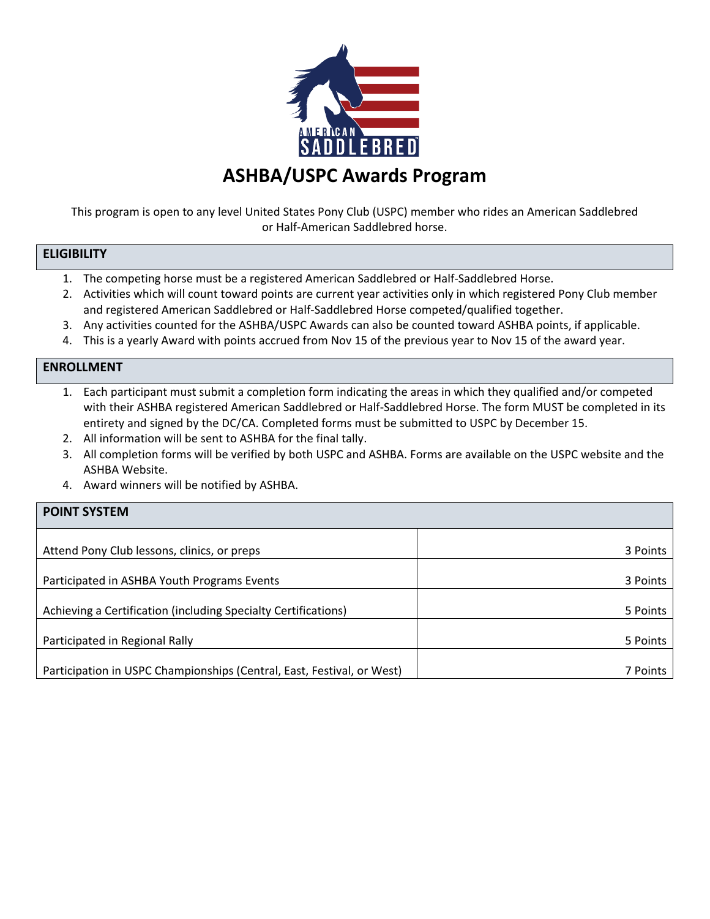# ASHBA/USPC Awards Program

This program is open to any level United States Pony Club (USPC) member who rides an American Saddlebred or Half-American Saddlebred horse.

## ELIGIBILITY

1. The competing horse must be a registered American Saddlebred or Half-Saddlebred Horse.
2. Activities which will count toward points are current year activities only in which registered Pony Club member and registered American Saddlebred or Half-Saddlebred Horse competed/qualified together.
3. Any activities counted for the ASHBA/USPC Awards can also be counted toward ASHBA points, if applicable.
4. This is a yearly Award with points accrued from Nov 15 of the previous year to Nov 15 of the award year.

## ENROLLMENT

1. Each participant must submit a completion form indicating the areas in which they qualified and/or competed with their ASHBA registered American Saddlebred or Half-Saddlebred Horse. The form MUST be completed in its entirety and signed by the DC/CA. Completed forms must be submitted to USPC by December 15.
2. All information will be sent to ASHBA for the final tally.
3. All completion forms will be verified by both USPC and ASHBA. Forms are available on the USPC website and the ASHBA Website.
4. Award winners will be notified by ASHBA.

## POINT SYSTEM

| Activity | Points |
|---|---|
| Attend Pony Club lessons, clinics, or preps | 3 Points |
| Participated in ASHBA Youth Programs Events | 3 Points |
| Achieving a Certification (including Specialty Certifications) | 5 Points |
| Participated in Regional Rally | 5 Points |
| Participation in USPC Championships (Central, East, Festival, or West) | 7 Points |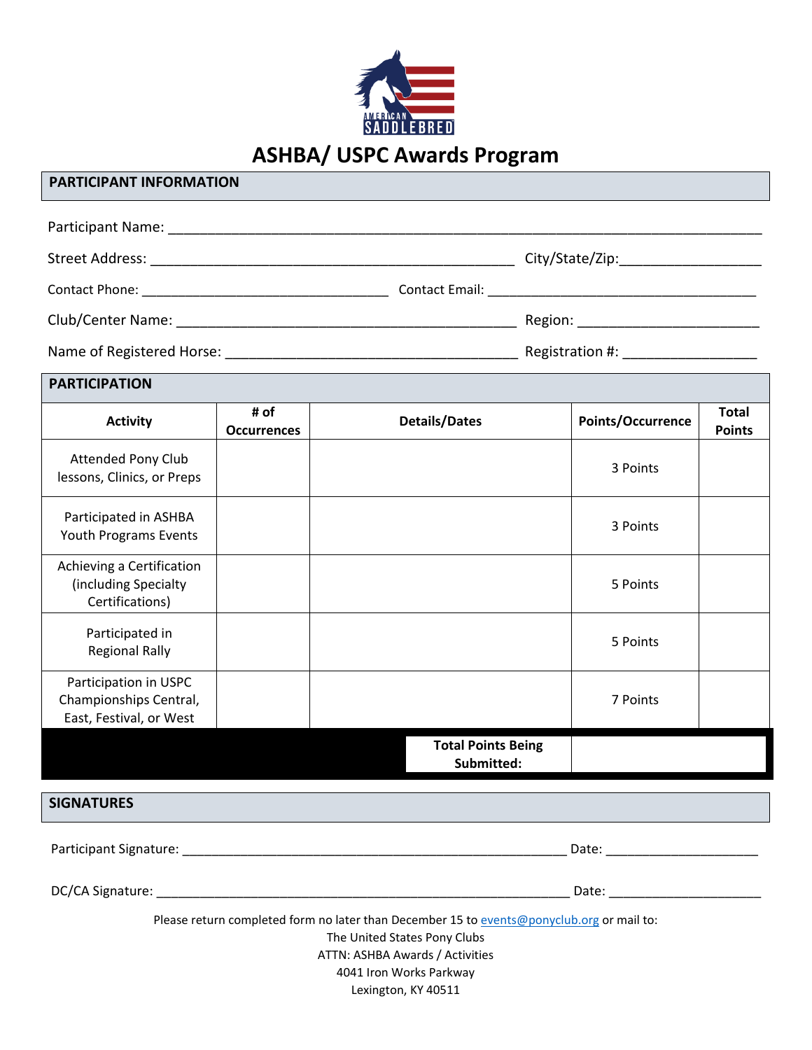# ASHBA/ USPC Awards Program

## PARTICIPANT INFORMATION

Participant Name: ___________________________________________________________________________

Street Address: _______________________________________________ City/State/Zip:__________________

Contact Phone: _________________________________ Contact Email: ____________________________________

Club/Center Name: ____________________________________________ Region: _______________________

Name of Registered Horse: ______________________________________ Registration #: _________________

## PARTICIPATION

| Activity | # of Occurrences | Details/Dates | Points/Occurrence | Total Points |
|---|---|---|---|---|
| Attended Pony Club lessons, Clinics, or Preps | | | 3 Points | |
| Participated in ASHBA Youth Programs Events | | | 3 Points | |
| Achieving a Certification (including Specialty Certifications) | | | 5 Points | |
| Participated in Regional Rally | | | 5 Points | |
| Participation in USPC Championships Central, East, Festival, or West | | | 7 Points | |
| | | Total Points Being Submitted: | | |

## SIGNATURES

Participant Signature: _______________________________________________________ Date: _____________________

DC/CA Signature: ___________________________________________________________ Date: _____________________

Please return completed form no later than December 15 to events@ponyclub.org or mail to:
The United States Pony Clubs
ATTN: ASHBA Awards / Activities
4041 Iron Works Parkway
Lexington, KY 40511